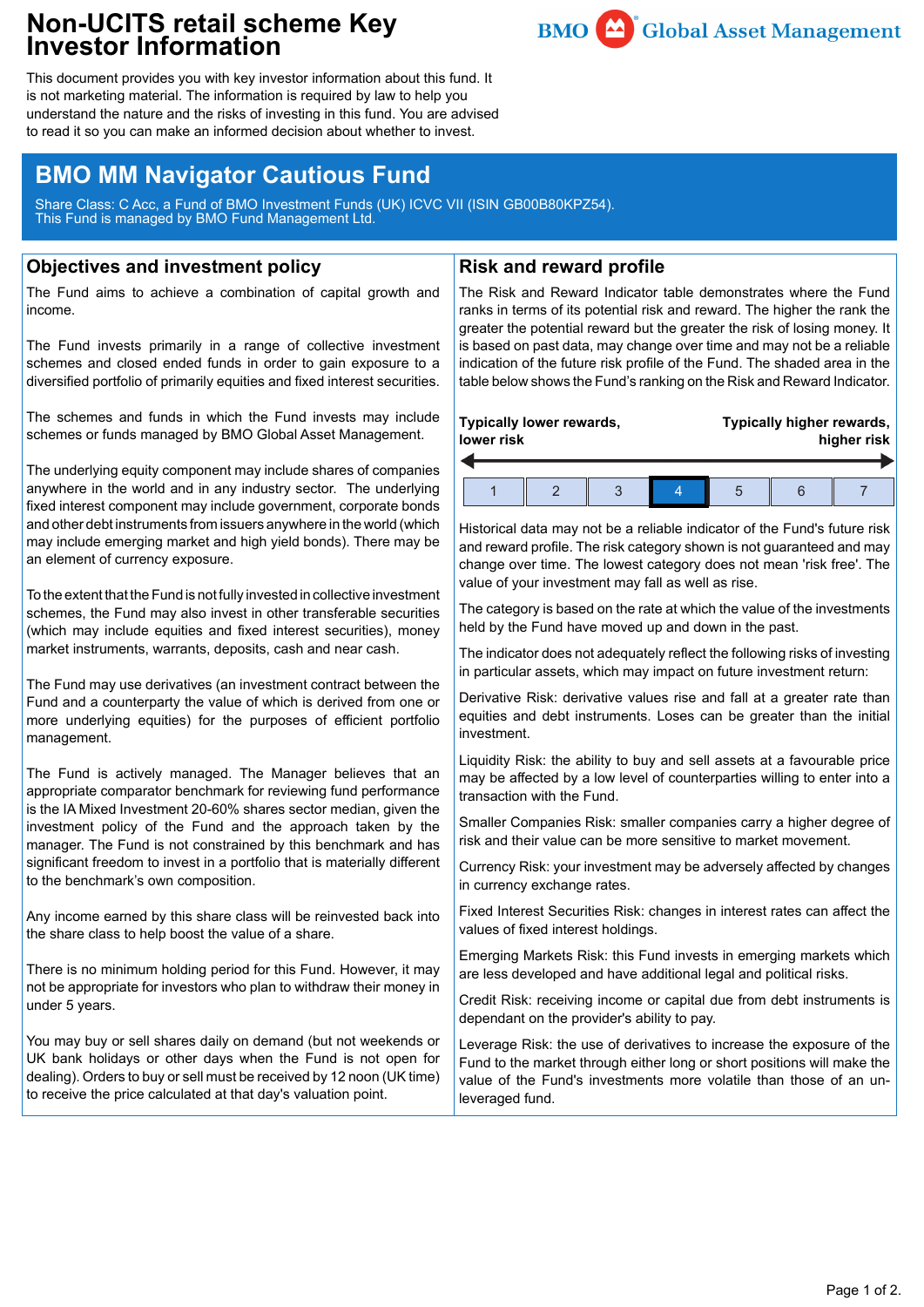# Non-UCITS retail scheme Key Investor Information

BMO Global Asset Management

This document provides you with key investor information about this fund. It is not marketing material. The information is required by law to help you understand the nature and the risks of investing in this fund. You are advised to read it so you can make an informed decision about whether to invest.

## BMO MM Navigator Cautious Fund

Share Class: C Acc, a Fund of BMO Investment Funds (UK) ICVC VII (ISIN GB00B80KPZ54).
This Fund is managed by BMO Fund Management Ltd.

## Objectives and investment policy

The Fund aims to achieve a combination of capital growth and income.

The Fund invests primarily in a range of collective investment schemes and closed ended funds in order to gain exposure to a diversified portfolio of primarily equities and fixed interest securities.

The schemes and funds in which the Fund invests may include schemes or funds managed by BMO Global Asset Management.

The underlying equity component may include shares of companies anywhere in the world and in any industry sector. The underlying fixed interest component may include government, corporate bonds and other debt instruments from issuers anywhere in the world (which may include emerging market and high yield bonds). There may be an element of currency exposure.

To the extent that the Fund is not fully invested in collective investment schemes, the Fund may also invest in other transferable securities (which may include equities and fixed interest securities), money market instruments, warrants, deposits, cash and near cash.

The Fund may use derivatives (an investment contract between the Fund and a counterparty the value of which is derived from one or more underlying equities) for the purposes of efficient portfolio management.

The Fund is actively managed. The Manager believes that an appropriate comparator benchmark for reviewing fund performance is the IA Mixed Investment 20-60% shares sector median, given the investment policy of the Fund and the approach taken by the manager. The Fund is not constrained by this benchmark and has significant freedom to invest in a portfolio that is materially different to the benchmark's own composition.

Any income earned by this share class will be reinvested back into the share class to help boost the value of a share.

There is no minimum holding period for this Fund. However, it may not be appropriate for investors who plan to withdraw their money in under 5 years.

You may buy or sell shares daily on demand (but not weekends or UK bank holidays or other days when the Fund is not open for dealing). Orders to buy or sell must be received by 12 noon (UK time) to receive the price calculated at that day's valuation point.

## Risk and reward profile

The Risk and Reward Indicator table demonstrates where the Fund ranks in terms of its potential risk and reward. The higher the rank the greater the potential reward but the greater the risk of losing money. It is based on past data, may change over time and may not be a reliable indication of the future risk profile of the Fund. The shaded area in the table below shows the Fund's ranking on the Risk and Reward Indicator.

**Typically lower rewards, lower risk** — **Typically higher rewards, higher risk**

| 1 | 2 | 3 | **4** | 5 | 6 | 7 |
|---|---|---|---|---|---|---|

Historical data may not be a reliable indicator of the Fund's future risk and reward profile. The risk category shown is not guaranteed and may change over time. The lowest category does not mean 'risk free'. The value of your investment may fall as well as rise.

The category is based on the rate at which the value of the investments held by the Fund have moved up and down in the past.

The indicator does not adequately reflect the following risks of investing in particular assets, which may impact on future investment return:

Derivative Risk: derivative values rise and fall at a greater rate than equities and debt instruments. Loses can be greater than the initial investment.

Liquidity Risk: the ability to buy and sell assets at a favourable price may be affected by a low level of counterparties willing to enter into a transaction with the Fund.

Smaller Companies Risk: smaller companies carry a higher degree of risk and their value can be more sensitive to market movement.

Currency Risk: your investment may be adversely affected by changes in currency exchange rates.

Fixed Interest Securities Risk: changes in interest rates can affect the values of fixed interest holdings.

Emerging Markets Risk: this Fund invests in emerging markets which are less developed and have additional legal and political risks.

Credit Risk: receiving income or capital due from debt instruments is dependant on the provider's ability to pay.

Leverage Risk: the use of derivatives to increase the exposure of the Fund to the market through either long or short positions will make the value of the Fund's investments more volatile than those of an un-leveraged fund.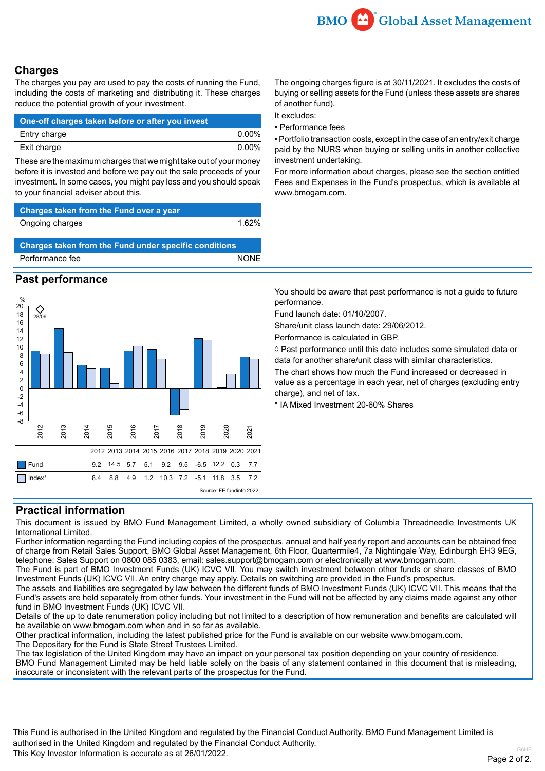## Charges

The charges you pay are used to pay the costs of running the Fund, including the costs of marketing and distributing it. These charges reduce the potential growth of your investment.

| One-off charges taken before or after you invest | |
|---|---|
| Entry charge | 0.00% |
| Exit charge | 0.00% |

These are the maximum charges that we might take out of your money before it is invested and before we pay out the sale proceeds of your investment. In some cases, you might pay less and you should speak to your financial adviser about this.

| Charges taken from the Fund over a year | |
|---|---|
| Ongoing charges | 1.62% |

| Charges taken from the Fund under specific conditions | |
|---|---|
| Performance fee | NONE |

The ongoing charges figure is at 30/11/2021. It excludes the costs of buying or selling assets for the Fund (unless these assets are shares of another fund).

It excludes:

- Performance fees
- Portfolio transaction costs, except in the case of an entry/exit charge paid by the NURS when buying or selling units in another collective investment undertaking.

For more information about charges, please see the section entitled Fees and Expenses in the Fund's prospectus, which is available at www.bmogam.com.

## Past performance

%
20 18 16 14 12 10 8 6 4 2 0 -2 -4 -6 -8
◊ 28/06
2012 2013 2014 2015 2016 2017 2018 2019 2020 2021

| | 2012 | 2013 | 2014 | 2015 | 2016 | 2017 | 2018 | 2019 | 2020 | 2021 |
|---|---|---|---|---|---|---|---|---|---|---|
| Fund | 9.2 | 14.5 | 5.7 | 5.1 | 9.2 | 9.5 | -6.5 | 12.2 | 0.3 | 7.7 |
| Index* | 8.4 | 8.8 | 4.9 | 1.2 | 10.3 | 7.2 | -5.1 | 11.8 | 3.5 | 7.2 |

Source: FE fundinfo 2022

You should be aware that past performance is not a guide to future performance.

Fund launch date: 01/10/2007.

Share/unit class launch date: 29/06/2012.

Performance is calculated in GBP.

◊ Past performance until this date includes some simulated data or data for another share/unit class with similar characteristics.

The chart shows how much the Fund increased or decreased in value as a percentage in each year, net of charges (excluding entry charge), and net of tax.

* IA Mixed Investment 20-60% Shares

## Practical information

This document is issued by BMO Fund Management Limited, a wholly owned subsidiary of Columbia Threadneedle Investments UK International Limited.

Further information regarding the Fund including copies of the prospectus, annual and half yearly report and accounts can be obtained free of charge from Retail Sales Support, BMO Global Asset Management, 6th Floor, Quartermile4, 7a Nightingale Way, Edinburgh EH3 9EG, telephone: Sales Support on 0800 085 0383, email: sales.support@bmogam.com or electronically at www.bmogam.com.

The Fund is part of BMO Investment Funds (UK) ICVC VII. You may switch investment between other funds or share classes of BMO Investment Funds (UK) ICVC VII. An entry charge may apply. Details on switching are provided in the Fund's prospectus.

The assets and liabilities are segregated by law between the different funds of BMO Investment Funds (UK) ICVC VII. This means that the Fund's assets are held separately from other funds. Your investment in the Fund will not be affected by any claims made against any other fund in BMO Investment Funds (UK) ICVC VII.

Details of the up to date renumeration policy including but not limited to a description of how remuneration and benefits are calculated will be available on www.bmogam.com when and in so far as available.

Other practical information, including the latest published price for the Fund is available on our website www.bmogam.com.

The Depositary for the Fund is State Street Trustees Limited.

The tax legislation of the United Kingdom may have an impact on your personal tax position depending on your country of residence.

BMO Fund Management Limited may be held liable solely on the basis of any statement contained in this document that is misleading, inaccurate or inconsistent with the relevant parts of the prospectus for the Fund.

This Fund is authorised in the United Kingdom and regulated by the Financial Conduct Authority. BMO Fund Management Limited is authorised in the United Kingdom and regulated by the Financial Conduct Authority.

This Key Investor Information is accurate as at 26/01/2022.